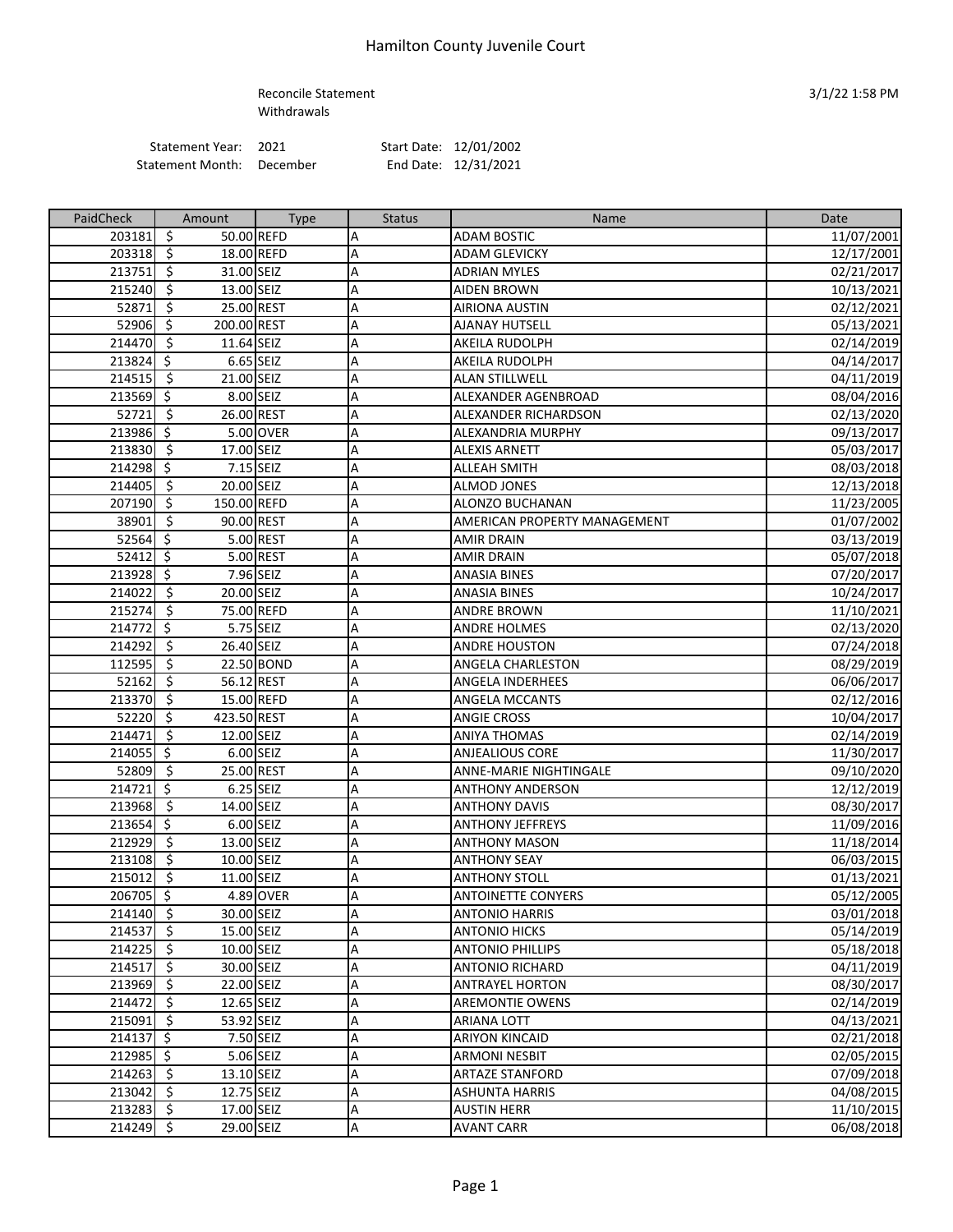# Hamilton County Juvenile Court

Reconcile Statement
Withdrawals

3/1/22 1:58 PM

Statement Year: 2021
Statement Month: December

Start Date: 12/01/2002
End Date: 12/31/2021

| PaidCheck | Amount | Type | Status | Name | Date |
|---|---|---|---|---|---|
| 203181 | $ 50.00 | REFD | A | ADAM BOSTIC | 11/07/2001 |
| 203318 | $ 18.00 | REFD | A | ADAM GLEVICKY | 12/17/2001 |
| 213751 | $ 31.00 | SEIZ | A | ADRIAN MYLES | 02/21/2017 |
| 215240 | $ 13.00 | SEIZ | A | AIDEN BROWN | 10/13/2021 |
| 52871 | $ 25.00 | REST | A | AIRIONA AUSTIN | 02/12/2021 |
| 52906 | $ 200.00 | REST | A | AJANAY HUTSELL | 05/13/2021 |
| 214470 | $ 11.64 | SEIZ | A | AKEILA RUDOLPH | 02/14/2019 |
| 213824 | $ 6.65 | SEIZ | A | AKEILA RUDOLPH | 04/14/2017 |
| 214515 | $ 21.00 | SEIZ | A | ALAN STILLWELL | 04/11/2019 |
| 213569 | $ 8.00 | SEIZ | A | ALEXANDER AGENBROAD | 08/04/2016 |
| 52721 | $ 26.00 | REST | A | ALEXANDER RICHARDSON | 02/13/2020 |
| 213986 | $ 5.00 | OVER | A | ALEXANDRIA MURPHY | 09/13/2017 |
| 213830 | $ 17.00 | SEIZ | A | ALEXIS ARNETT | 05/03/2017 |
| 214298 | $ 7.15 | SEIZ | A | ALLEAH SMITH | 08/03/2018 |
| 214405 | $ 20.00 | SEIZ | A | ALMOD JONES | 12/13/2018 |
| 207190 | $ 150.00 | REFD | A | ALONZO BUCHANAN | 11/23/2005 |
| 38901 | $ 90.00 | REST | A | AMERICAN PROPERTY MANAGEMENT | 01/07/2002 |
| 52564 | $ 5.00 | REST | A | AMIR DRAIN | 03/13/2019 |
| 52412 | $ 5.00 | REST | A | AMIR DRAIN | 05/07/2018 |
| 213928 | $ 7.96 | SEIZ | A | ANASIA BINES | 07/20/2017 |
| 214022 | $ 20.00 | SEIZ | A | ANASIA BINES | 10/24/2017 |
| 215274 | $ 75.00 | REFD | A | ANDRE BROWN | 11/10/2021 |
| 214772 | $ 5.75 | SEIZ | A | ANDRE HOLMES | 02/13/2020 |
| 214292 | $ 26.40 | SEIZ | A | ANDRE HOUSTON | 07/24/2018 |
| 112595 | $ 22.50 | BOND | A | ANGELA CHARLESTON | 08/29/2019 |
| 52162 | $ 56.12 | REST | A | ANGELA INDERHEES | 06/06/2017 |
| 213370 | $ 15.00 | REFD | A | ANGELA MCCANTS | 02/12/2016 |
| 52220 | $ 423.50 | REST | A | ANGIE CROSS | 10/04/2017 |
| 214471 | $ 12.00 | SEIZ | A | ANIYA THOMAS | 02/14/2019 |
| 214055 | $ 6.00 | SEIZ | A | ANJEALIOUS CORE | 11/30/2017 |
| 52809 | $ 25.00 | REST | A | ANNE-MARIE NIGHTINGALE | 09/10/2020 |
| 214721 | $ 6.25 | SEIZ | A | ANTHONY ANDERSON | 12/12/2019 |
| 213968 | $ 14.00 | SEIZ | A | ANTHONY DAVIS | 08/30/2017 |
| 213654 | $ 6.00 | SEIZ | A | ANTHONY JEFFREYS | 11/09/2016 |
| 212929 | $ 13.00 | SEIZ | A | ANTHONY MASON | 11/18/2014 |
| 213108 | $ 10.00 | SEIZ | A | ANTHONY SEAY | 06/03/2015 |
| 215012 | $ 11.00 | SEIZ | A | ANTHONY STOLL | 01/13/2021 |
| 206705 | $ 4.89 | OVER | A | ANTOINETTE CONYERS | 05/12/2005 |
| 214140 | $ 30.00 | SEIZ | A | ANTONIO HARRIS | 03/01/2018 |
| 214537 | $ 15.00 | SEIZ | A | ANTONIO HICKS | 05/14/2019 |
| 214225 | $ 10.00 | SEIZ | A | ANTONIO PHILLIPS | 05/18/2018 |
| 214517 | $ 30.00 | SEIZ | A | ANTONIO RICHARD | 04/11/2019 |
| 213969 | $ 22.00 | SEIZ | A | ANTRAYEL HORTON | 08/30/2017 |
| 214472 | $ 12.65 | SEIZ | A | AREMONTIE OWENS | 02/14/2019 |
| 215091 | $ 53.92 | SEIZ | A | ARIANA LOTT | 04/13/2021 |
| 214137 | $ 7.50 | SEIZ | A | ARIYON KINCAID | 02/21/2018 |
| 212985 | $ 5.06 | SEIZ | A | ARMONI NESBIT | 02/05/2015 |
| 214263 | $ 13.10 | SEIZ | A | ARTAZE STANFORD | 07/09/2018 |
| 213042 | $ 12.75 | SEIZ | A | ASHUNTA HARRIS | 04/08/2015 |
| 213283 | $ 17.00 | SEIZ | A | AUSTIN HERR | 11/10/2015 |
| 214249 | $ 29.00 | SEIZ | A | AVANT CARR | 06/08/2018 |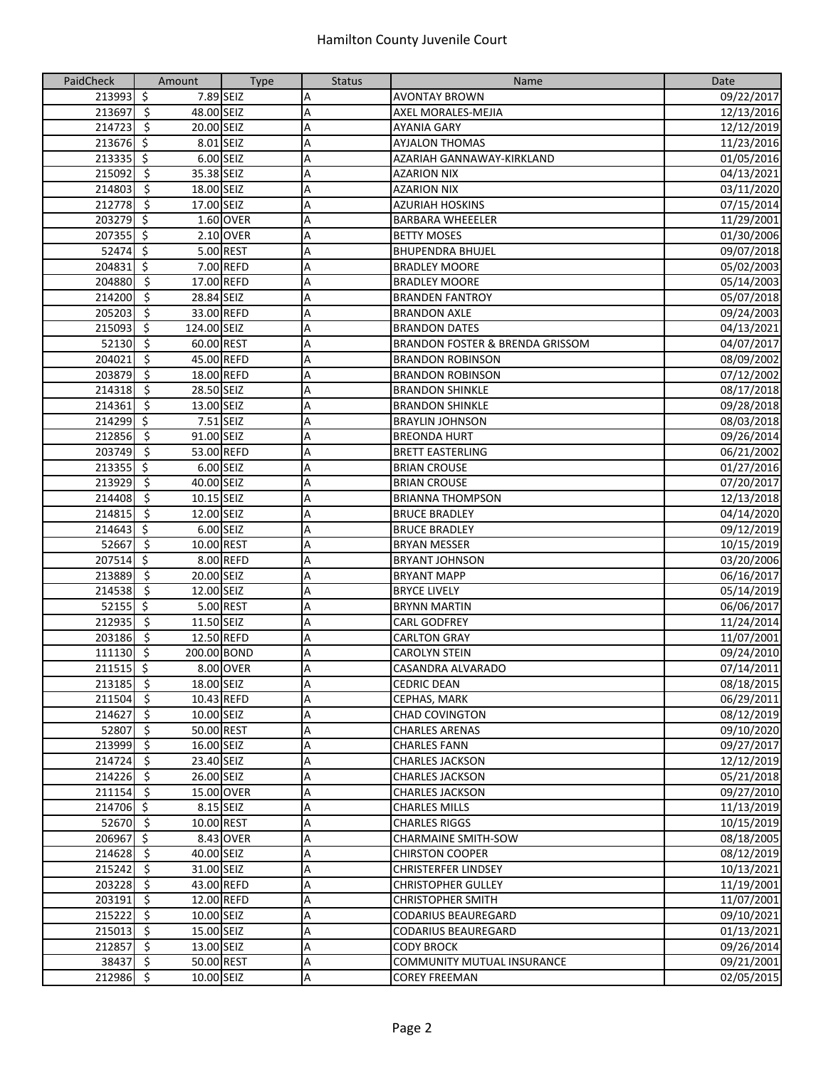# Hamilton County Juvenile Court

| PaidCheck | Amount | Type | Status | Name | Date |
|---|---|---|---|---|---|
| 213993 | $ 7.89 | SEIZ | A | AVONTAY BROWN | 09/22/2017 |
| 213697 | $ 48.00 | SEIZ | A | AXEL MORALES-MEJIA | 12/13/2016 |
| 214723 | $ 20.00 | SEIZ | A | AYANIA GARY | 12/12/2019 |
| 213676 | $ 8.01 | SEIZ | A | AYJALON THOMAS | 11/23/2016 |
| 213335 | $ 6.00 | SEIZ | A | AZARIAH GANNAWAY-KIRKLAND | 01/05/2016 |
| 215092 | $ 35.38 | SEIZ | A | AZARION NIX | 04/13/2021 |
| 214803 | $ 18.00 | SEIZ | A | AZARION NIX | 03/11/2020 |
| 212778 | $ 17.00 | SEIZ | A | AZURIAH HOSKINS | 07/15/2014 |
| 203279 | $ 1.60 | OVER | A | BARBARA WHEEELER | 11/29/2001 |
| 207355 | $ 2.10 | OVER | A | BETTY MOSES | 01/30/2006 |
| 52474 | $ 5.00 | REST | A | BHUPENDRA BHUJEL | 09/07/2018 |
| 204831 | $ 7.00 | REFD | A | BRADLEY MOORE | 05/02/2003 |
| 204880 | $ 17.00 | REFD | A | BRADLEY MOORE | 05/14/2003 |
| 214200 | $ 28.84 | SEIZ | A | BRANDEN FANTROY | 05/07/2018 |
| 205203 | $ 33.00 | REFD | A | BRANDON AXLE | 09/24/2003 |
| 215093 | $ 124.00 | SEIZ | A | BRANDON DATES | 04/13/2021 |
| 52130 | $ 60.00 | REST | A | BRANDON FOSTER & BRENDA GRISSOM | 04/07/2017 |
| 204021 | $ 45.00 | REFD | A | BRANDON ROBINSON | 08/09/2002 |
| 203879 | $ 18.00 | REFD | A | BRANDON ROBINSON | 07/12/2002 |
| 214318 | $ 28.50 | SEIZ | A | BRANDON SHINKLE | 08/17/2018 |
| 214361 | $ 13.00 | SEIZ | A | BRANDON SHINKLE | 09/28/2018 |
| 214299 | $ 7.51 | SEIZ | A | BRAYLIN JOHNSON | 08/03/2018 |
| 212856 | $ 91.00 | SEIZ | A | BREONDA HURT | 09/26/2014 |
| 203749 | $ 53.00 | REFD | A | BRETT EASTERLING | 06/21/2002 |
| 213355 | $ 6.00 | SEIZ | A | BRIAN CROUSE | 01/27/2016 |
| 213929 | $ 40.00 | SEIZ | A | BRIAN CROUSE | 07/20/2017 |
| 214408 | $ 10.15 | SEIZ | A | BRIANNA THOMPSON | 12/13/2018 |
| 214815 | $ 12.00 | SEIZ | A | BRUCE BRADLEY | 04/14/2020 |
| 214643 | $ 6.00 | SEIZ | A | BRUCE BRADLEY | 09/12/2019 |
| 52667 | $ 10.00 | REST | A | BRYAN MESSER | 10/15/2019 |
| 207514 | $ 8.00 | REFD | A | BRYANT JOHNSON | 03/20/2006 |
| 213889 | $ 20.00 | SEIZ | A | BRYANT MAPP | 06/16/2017 |
| 214538 | $ 12.00 | SEIZ | A | BRYCE LIVELY | 05/14/2019 |
| 52155 | $ 5.00 | REST | A | BRYNN MARTIN | 06/06/2017 |
| 212935 | $ 11.50 | SEIZ | A | CARL GODFREY | 11/24/2014 |
| 203186 | $ 12.50 | REFD | A | CARLTON GRAY | 11/07/2001 |
| 111130 | $ 200.00 | BOND | A | CAROLYN STEIN | 09/24/2010 |
| 211515 | $ 8.00 | OVER | A | CASANDRA ALVARADO | 07/14/2011 |
| 213185 | $ 18.00 | SEIZ | A | CEDRIC DEAN | 08/18/2015 |
| 211504 | $ 10.43 | REFD | A | CEPHAS, MARK | 06/29/2011 |
| 214627 | $ 10.00 | SEIZ | A | CHAD COVINGTON | 08/12/2019 |
| 52807 | $ 50.00 | REST | A | CHARLES ARENAS | 09/10/2020 |
| 213999 | $ 16.00 | SEIZ | A | CHARLES FANN | 09/27/2017 |
| 214724 | $ 23.40 | SEIZ | A | CHARLES JACKSON | 12/12/2019 |
| 214226 | $ 26.00 | SEIZ | A | CHARLES JACKSON | 05/21/2018 |
| 211154 | $ 15.00 | OVER | A | CHARLES JACKSON | 09/27/2010 |
| 214706 | $ 8.15 | SEIZ | A | CHARLES MILLS | 11/13/2019 |
| 52670 | $ 10.00 | REST | A | CHARLES RIGGS | 10/15/2019 |
| 206967 | $ 8.43 | OVER | A | CHARMAINE SMITH-SOW | 08/18/2005 |
| 214628 | $ 40.00 | SEIZ | A | CHIRSTON COOPER | 08/12/2019 |
| 215242 | $ 31.00 | SEIZ | A | CHRISTERFER LINDSEY | 10/13/2021 |
| 203228 | $ 43.00 | REFD | A | CHRISTOPHER GULLEY | 11/19/2001 |
| 203191 | $ 12.00 | REFD | A | CHRISTOPHER SMITH | 11/07/2001 |
| 215222 | $ 10.00 | SEIZ | A | CODARIUS BEAUREGARD | 09/10/2021 |
| 215013 | $ 15.00 | SEIZ | A | CODARIUS BEAUREGARD | 01/13/2021 |
| 212857 | $ 13.00 | SEIZ | A | CODY BROCK | 09/26/2014 |
| 38437 | $ 50.00 | REST | A | COMMUNITY MUTUAL INSURANCE | 09/21/2001 |
| 212986 | $ 10.00 | SEIZ | A | COREY FREEMAN | 02/05/2015 |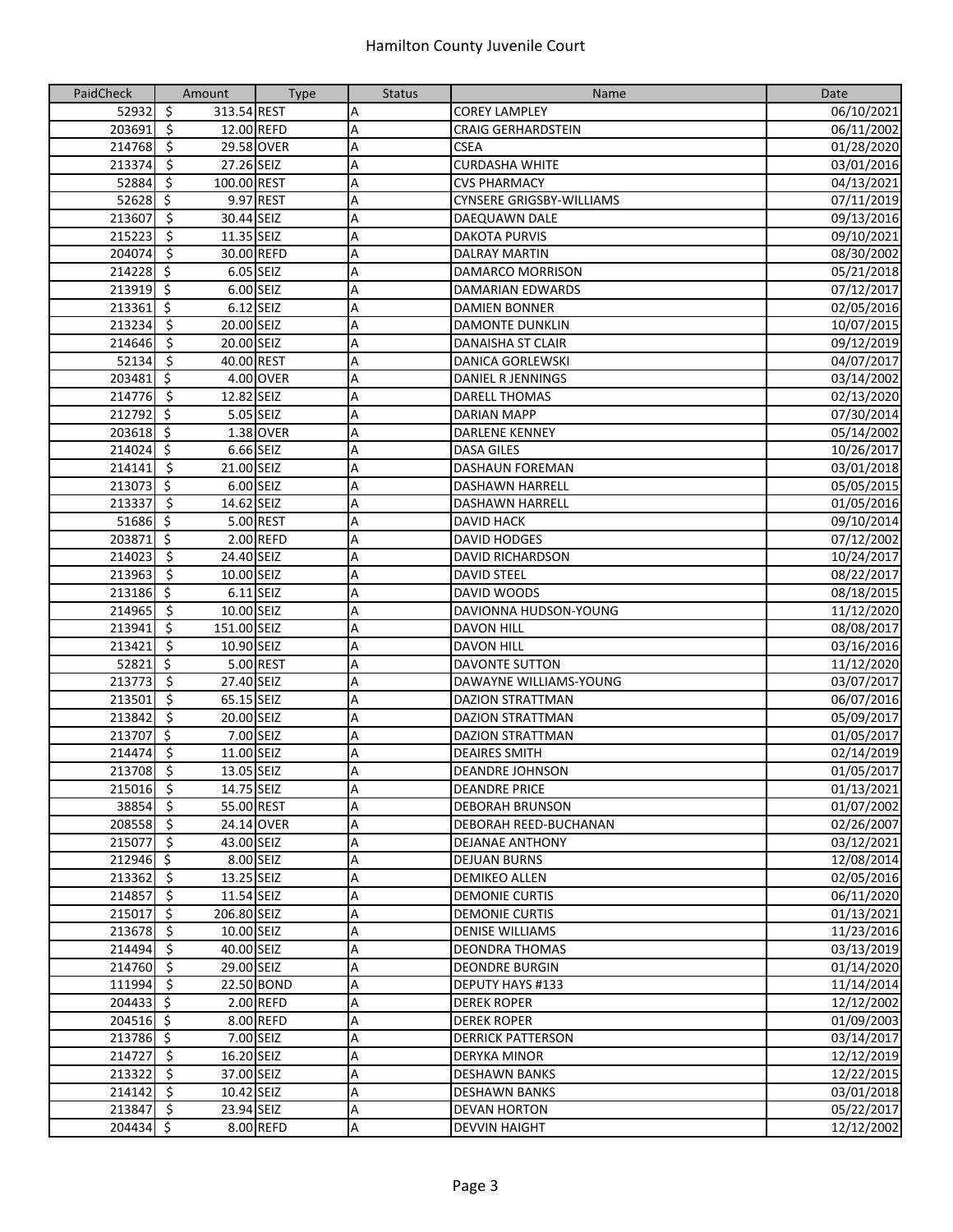# Hamilton County Juvenile Court

| PaidCheck | Amount | Type | Status | Name | Date |
|---|---|---|---|---|---|
| 52932 | $ 313.54 | REST | A | COREY LAMPLEY | 06/10/2021 |
| 203691 | $ 12.00 | REFD | A | CRAIG GERHARDSTEIN | 06/11/2002 |
| 214768 | $ 29.58 | OVER | A | CSEA | 01/28/2020 |
| 213374 | $ 27.26 | SEIZ | A | CURDASHA WHITE | 03/01/2016 |
| 52884 | $ 100.00 | REST | A | CVS PHARMACY | 04/13/2021 |
| 52628 | $ 9.97 | REST | A | CYNSERE GRIGSBY-WILLIAMS | 07/11/2019 |
| 213607 | $ 30.44 | SEIZ | A | DAEQUAWN DALE | 09/13/2016 |
| 215223 | $ 11.35 | SEIZ | A | DAKOTA PURVIS | 09/10/2021 |
| 204074 | $ 30.00 | REFD | A | DALRAY MARTIN | 08/30/2002 |
| 214228 | $ 6.05 | SEIZ | A | DAMARCO MORRISON | 05/21/2018 |
| 213919 | $ 6.00 | SEIZ | A | DAMARIAN EDWARDS | 07/12/2017 |
| 213361 | $ 6.12 | SEIZ | A | DAMIEN BONNER | 02/05/2016 |
| 213234 | $ 20.00 | SEIZ | A | DAMONTE DUNKLIN | 10/07/2015 |
| 214646 | $ 20.00 | SEIZ | A | DANAISHA ST CLAIR | 09/12/2019 |
| 52134 | $ 40.00 | REST | A | DANICA GORLEWSKI | 04/07/2017 |
| 203481 | $ 4.00 | OVER | A | DANIEL R JENNINGS | 03/14/2002 |
| 214776 | $ 12.82 | SEIZ | A | DARELL THOMAS | 02/13/2020 |
| 212792 | $ 5.05 | SEIZ | A | DARIAN MAPP | 07/30/2014 |
| 203618 | $ 1.38 | OVER | A | DARLENE KENNEY | 05/14/2002 |
| 214024 | $ 6.66 | SEIZ | A | DASA GILES | 10/26/2017 |
| 214141 | $ 21.00 | SEIZ | A | DASHAUN FOREMAN | 03/01/2018 |
| 213073 | $ 6.00 | SEIZ | A | DASHAWN HARRELL | 05/05/2015 |
| 213337 | $ 14.62 | SEIZ | A | DASHAWN HARRELL | 01/05/2016 |
| 51686 | $ 5.00 | REST | A | DAVID HACK | 09/10/2014 |
| 203871 | $ 2.00 | REFD | A | DAVID HODGES | 07/12/2002 |
| 214023 | $ 24.40 | SEIZ | A | DAVID RICHARDSON | 10/24/2017 |
| 213963 | $ 10.00 | SEIZ | A | DAVID STEEL | 08/22/2017 |
| 213186 | $ 6.11 | SEIZ | A | DAVID WOODS | 08/18/2015 |
| 214965 | $ 10.00 | SEIZ | A | DAVIONNA HUDSON-YOUNG | 11/12/2020 |
| 213941 | $ 151.00 | SEIZ | A | DAVON HILL | 08/08/2017 |
| 213421 | $ 10.90 | SEIZ | A | DAVON HILL | 03/16/2016 |
| 52821 | $ 5.00 | REST | A | DAVONTE SUTTON | 11/12/2020 |
| 213773 | $ 27.40 | SEIZ | A | DAWAYNE WILLIAMS-YOUNG | 03/07/2017 |
| 213501 | $ 65.15 | SEIZ | A | DAZION STRATTMAN | 06/07/2016 |
| 213842 | $ 20.00 | SEIZ | A | DAZION STRATTMAN | 05/09/2017 |
| 213707 | $ 7.00 | SEIZ | A | DAZION STRATTMAN | 01/05/2017 |
| 214474 | $ 11.00 | SEIZ | A | DEAIRES SMITH | 02/14/2019 |
| 213708 | $ 13.05 | SEIZ | A | DEANDRE JOHNSON | 01/05/2017 |
| 215016 | $ 14.75 | SEIZ | A | DEANDRE PRICE | 01/13/2021 |
| 38854 | $ 55.00 | REST | A | DEBORAH BRUNSON | 01/07/2002 |
| 208558 | $ 24.14 | OVER | A | DEBORAH REED-BUCHANAN | 02/26/2007 |
| 215077 | $ 43.00 | SEIZ | A | DEJANAE ANTHONY | 03/12/2021 |
| 212946 | $ 8.00 | SEIZ | A | DEJUAN BURNS | 12/08/2014 |
| 213362 | $ 13.25 | SEIZ | A | DEMIKEO ALLEN | 02/05/2016 |
| 214857 | $ 11.54 | SEIZ | A | DEMONIE CURTIS | 06/11/2020 |
| 215017 | $ 206.80 | SEIZ | A | DEMONIE CURTIS | 01/13/2021 |
| 213678 | $ 10.00 | SEIZ | A | DENISE WILLIAMS | 11/23/2016 |
| 214494 | $ 40.00 | SEIZ | A | DEONDRA THOMAS | 03/13/2019 |
| 214760 | $ 29.00 | SEIZ | A | DEONDRE BURGIN | 01/14/2020 |
| 111994 | $ 22.50 | BOND | A | DEPUTY HAYS #133 | 11/14/2014 |
| 204433 | $ 2.00 | REFD | A | DEREK ROPER | 12/12/2002 |
| 204516 | $ 8.00 | REFD | A | DEREK ROPER | 01/09/2003 |
| 213786 | $ 7.00 | SEIZ | A | DERRICK PATTERSON | 03/14/2017 |
| 214727 | $ 16.20 | SEIZ | A | DERYKA MINOR | 12/12/2019 |
| 213322 | $ 37.00 | SEIZ | A | DESHAWN BANKS | 12/22/2015 |
| 214142 | $ 10.42 | SEIZ | A | DESHAWN BANKS | 03/01/2018 |
| 213847 | $ 23.94 | SEIZ | A | DEVAN HORTON | 05/22/2017 |
| 204434 | $ 8.00 | REFD | A | DEVVIN HAIGHT | 12/12/2002 |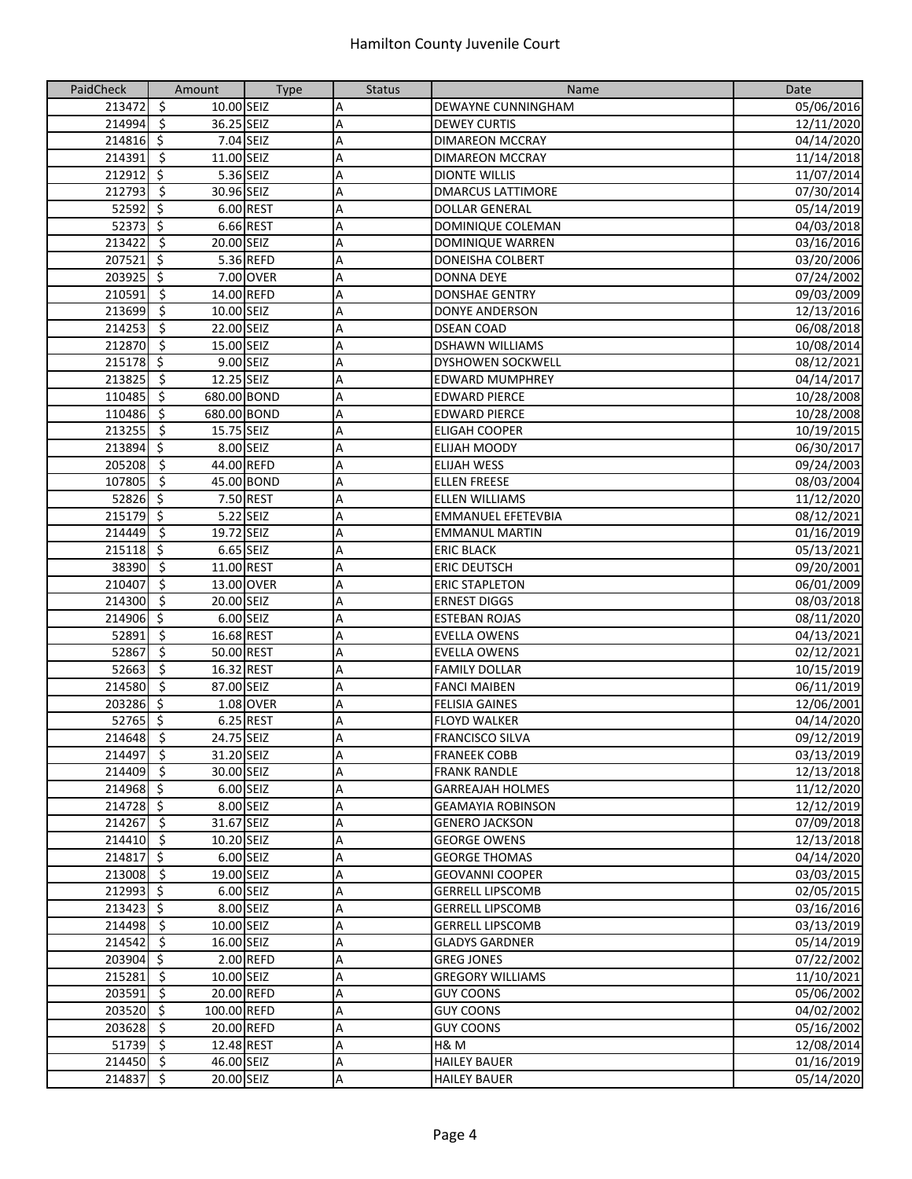# Hamilton County Juvenile Court

| PaidCheck | Amount | Type | Status | Name | Date |
|---|---|---|---|---|---|
| 213472 | $ 10.00 | SEIZ | A | DEWAYNE CUNNINGHAM | 05/06/2016 |
| 214994 | $ 36.25 | SEIZ | A | DEWEY CURTIS | 12/11/2020 |
| 214816 | $ 7.04 | SEIZ | A | DIMAREON MCCRAY | 04/14/2020 |
| 214391 | $ 11.00 | SEIZ | A | DIMAREON MCCRAY | 11/14/2018 |
| 212912 | $ 5.36 | SEIZ | A | DIONTE WILLIS | 11/07/2014 |
| 212793 | $ 30.96 | SEIZ | A | DMARCUS LATTIMORE | 07/30/2014 |
| 52592 | $ 6.00 | REST | A | DOLLAR GENERAL | 05/14/2019 |
| 52373 | $ 6.66 | REST | A | DOMINIQUE COLEMAN | 04/03/2018 |
| 213422 | $ 20.00 | SEIZ | A | DOMINIQUE WARREN | 03/16/2016 |
| 207521 | $ 5.36 | REFD | A | DONEISHA COLBERT | 03/20/2006 |
| 203925 | $ 7.00 | OVER | A | DONNA DEYE | 07/24/2002 |
| 210591 | $ 14.00 | REFD | A | DONSHAE GENTRY | 09/03/2009 |
| 213699 | $ 10.00 | SEIZ | A | DONYE ANDERSON | 12/13/2016 |
| 214253 | $ 22.00 | SEIZ | A | DSEAN COAD | 06/08/2018 |
| 212870 | $ 15.00 | SEIZ | A | DSHAWN WILLIAMS | 10/08/2014 |
| 215178 | $ 9.00 | SEIZ | A | DYSHOWEN SOCKWELL | 08/12/2021 |
| 213825 | $ 12.25 | SEIZ | A | EDWARD MUMPHREY | 04/14/2017 |
| 110485 | $ 680.00 | BOND | A | EDWARD PIERCE | 10/28/2008 |
| 110486 | $ 680.00 | BOND | A | EDWARD PIERCE | 10/28/2008 |
| 213255 | $ 15.75 | SEIZ | A | ELIGAH COOPER | 10/19/2015 |
| 213894 | $ 8.00 | SEIZ | A | ELIJAH MOODY | 06/30/2017 |
| 205208 | $ 44.00 | REFD | A | ELIJAH WESS | 09/24/2003 |
| 107805 | $ 45.00 | BOND | A | ELLEN FREESE | 08/03/2004 |
| 52826 | $ 7.50 | REST | A | ELLEN WILLIAMS | 11/12/2020 |
| 215179 | $ 5.22 | SEIZ | A | EMMANUEL EFETEVBIA | 08/12/2021 |
| 214449 | $ 19.72 | SEIZ | A | EMMANUL MARTIN | 01/16/2019 |
| 215118 | $ 6.65 | SEIZ | A | ERIC BLACK | 05/13/2021 |
| 38390 | $ 11.00 | REST | A | ERIC DEUTSCH | 09/20/2001 |
| 210407 | $ 13.00 | OVER | A | ERIC STAPLETON | 06/01/2009 |
| 214300 | $ 20.00 | SEIZ | A | ERNEST DIGGS | 08/03/2018 |
| 214906 | $ 6.00 | SEIZ | A | ESTEBAN ROJAS | 08/11/2020 |
| 52891 | $ 16.68 | REST | A | EVELLA OWENS | 04/13/2021 |
| 52867 | $ 50.00 | REST | A | EVELLA OWENS | 02/12/2021 |
| 52663 | $ 16.32 | REST | A | FAMILY DOLLAR | 10/15/2019 |
| 214580 | $ 87.00 | SEIZ | A | FANCI MAIBEN | 06/11/2019 |
| 203286 | $ 1.08 | OVER | A | FELISIA GAINES | 12/06/2001 |
| 52765 | $ 6.25 | REST | A | FLOYD WALKER | 04/14/2020 |
| 214648 | $ 24.75 | SEIZ | A | FRANCISCO SILVA | 09/12/2019 |
| 214497 | $ 31.20 | SEIZ | A | FRANEEK COBB | 03/13/2019 |
| 214409 | $ 30.00 | SEIZ | A | FRANK RANDLE | 12/13/2018 |
| 214968 | $ 6.00 | SEIZ | A | GARREAJAH HOLMES | 11/12/2020 |
| 214728 | $ 8.00 | SEIZ | A | GEAMAYIA ROBINSON | 12/12/2019 |
| 214267 | $ 31.67 | SEIZ | A | GENERO JACKSON | 07/09/2018 |
| 214410 | $ 10.20 | SEIZ | A | GEORGE OWENS | 12/13/2018 |
| 214817 | $ 6.00 | SEIZ | A | GEORGE THOMAS | 04/14/2020 |
| 213008 | $ 19.00 | SEIZ | A | GEOVANNI COOPER | 03/03/2015 |
| 212993 | $ 6.00 | SEIZ | A | GERRELL LIPSCOMB | 02/05/2015 |
| 213423 | $ 8.00 | SEIZ | A | GERRELL LIPSCOMB | 03/16/2016 |
| 214498 | $ 10.00 | SEIZ | A | GERRELL LIPSCOMB | 03/13/2019 |
| 214542 | $ 16.00 | SEIZ | A | GLADYS GARDNER | 05/14/2019 |
| 203904 | $ 2.00 | REFD | A | GREG JONES | 07/22/2002 |
| 215281 | $ 10.00 | SEIZ | A | GREGORY WILLIAMS | 11/10/2021 |
| 203591 | $ 20.00 | REFD | A | GUY COONS | 05/06/2002 |
| 203520 | $ 100.00 | REFD | A | GUY COONS | 04/02/2002 |
| 203628 | $ 20.00 | REFD | A | GUY COONS | 05/16/2002 |
| 51739 | $ 12.48 | REST | A | H& M | 12/08/2014 |
| 214450 | $ 46.00 | SEIZ | A | HAILEY BAUER | 01/16/2019 |
| 214837 | $ 20.00 | SEIZ | A | HAILEY BAUER | 05/14/2020 |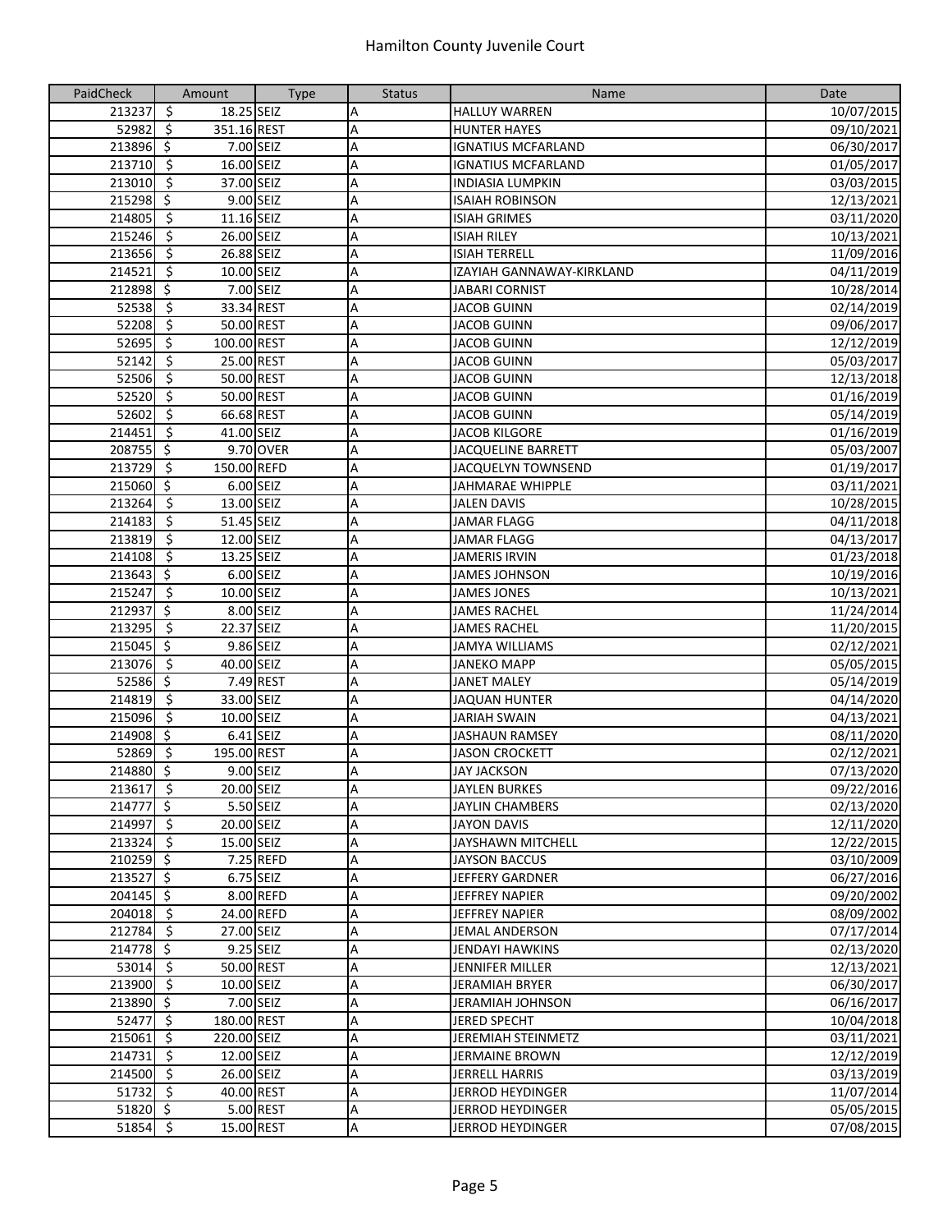# Hamilton County Juvenile Court

| PaidCheck | Amount | Type | Status | Name | Date |
|---|---|---|---|---|---|
| 213237 | $ 18.25 | SEIZ | A | HALLUY WARREN | 10/07/2015 |
| 52982 | $ 351.16 | REST | A | HUNTER HAYES | 09/10/2021 |
| 213896 | $ 7.00 | SEIZ | A | IGNATIUS MCFARLAND | 06/30/2017 |
| 213710 | $ 16.00 | SEIZ | A | IGNATIUS MCFARLAND | 01/05/2017 |
| 213010 | $ 37.00 | SEIZ | A | INDIASIA LUMPKIN | 03/03/2015 |
| 215298 | $ 9.00 | SEIZ | A | ISAIAH ROBINSON | 12/13/2021 |
| 214805 | $ 11.16 | SEIZ | A | ISIAH GRIMES | 03/11/2020 |
| 215246 | $ 26.00 | SEIZ | A | ISIAH RILEY | 10/13/2021 |
| 213656 | $ 26.88 | SEIZ | A | ISIAH TERRELL | 11/09/2016 |
| 214521 | $ 10.00 | SEIZ | A | IZAYIAH GANNAWAY-KIRKLAND | 04/11/2019 |
| 212898 | $ 7.00 | SEIZ | A | JABARI CORNIST | 10/28/2014 |
| 52538 | $ 33.34 | REST | A | JACOB GUINN | 02/14/2019 |
| 52208 | $ 50.00 | REST | A | JACOB GUINN | 09/06/2017 |
| 52695 | $ 100.00 | REST | A | JACOB GUINN | 12/12/2019 |
| 52142 | $ 25.00 | REST | A | JACOB GUINN | 05/03/2017 |
| 52506 | $ 50.00 | REST | A | JACOB GUINN | 12/13/2018 |
| 52520 | $ 50.00 | REST | A | JACOB GUINN | 01/16/2019 |
| 52602 | $ 66.68 | REST | A | JACOB GUINN | 05/14/2019 |
| 214451 | $ 41.00 | SEIZ | A | JACOB KILGORE | 01/16/2019 |
| 208755 | $ 9.70 | OVER | A | JACQUELINE BARRETT | 05/03/2007 |
| 213729 | $ 150.00 | REFD | A | JACQUELYN TOWNSEND | 01/19/2017 |
| 215060 | $ 6.00 | SEIZ | A | JAHMARAE WHIPPLE | 03/11/2021 |
| 213264 | $ 13.00 | SEIZ | A | JALEN DAVIS | 10/28/2015 |
| 214183 | $ 51.45 | SEIZ | A | JAMAR FLAGG | 04/11/2018 |
| 213819 | $ 12.00 | SEIZ | A | JAMAR FLAGG | 04/13/2017 |
| 214108 | $ 13.25 | SEIZ | A | JAMERIS IRVIN | 01/23/2018 |
| 213643 | $ 6.00 | SEIZ | A | JAMES JOHNSON | 10/19/2016 |
| 215247 | $ 10.00 | SEIZ | A | JAMES JONES | 10/13/2021 |
| 212937 | $ 8.00 | SEIZ | A | JAMES RACHEL | 11/24/2014 |
| 213295 | $ 22.37 | SEIZ | A | JAMES RACHEL | 11/20/2015 |
| 215045 | $ 9.86 | SEIZ | A | JAMYA WILLIAMS | 02/12/2021 |
| 213076 | $ 40.00 | SEIZ | A | JANEKO MAPP | 05/05/2015 |
| 52586 | $ 7.49 | REST | A | JANET MALEY | 05/14/2019 |
| 214819 | $ 33.00 | SEIZ | A | JAQUAN HUNTER | 04/14/2020 |
| 215096 | $ 10.00 | SEIZ | A | JARIAH SWAIN | 04/13/2021 |
| 214908 | $ 6.41 | SEIZ | A | JASHAUN RAMSEY | 08/11/2020 |
| 52869 | $ 195.00 | REST | A | JASON CROCKETT | 02/12/2021 |
| 214880 | $ 9.00 | SEIZ | A | JAY JACKSON | 07/13/2020 |
| 213617 | $ 20.00 | SEIZ | A | JAYLEN BURKES | 09/22/2016 |
| 214777 | $ 5.50 | SEIZ | A | JAYLIN CHAMBERS | 02/13/2020 |
| 214997 | $ 20.00 | SEIZ | A | JAYON DAVIS | 12/11/2020 |
| 213324 | $ 15.00 | SEIZ | A | JAYSHAWN MITCHELL | 12/22/2015 |
| 210259 | $ 7.25 | REFD | A | JAYSON BACCUS | 03/10/2009 |
| 213527 | $ 6.75 | SEIZ | A | JEFFERY GARDNER | 06/27/2016 |
| 204145 | $ 8.00 | REFD | A | JEFFREY NAPIER | 09/20/2002 |
| 204018 | $ 24.00 | REFD | A | JEFFREY NAPIER | 08/09/2002 |
| 212784 | $ 27.00 | SEIZ | A | JEMAL ANDERSON | 07/17/2014 |
| 214778 | $ 9.25 | SEIZ | A | JENDAYI HAWKINS | 02/13/2020 |
| 53014 | $ 50.00 | REST | A | JENNIFER MILLER | 12/13/2021 |
| 213900 | $ 10.00 | SEIZ | A | JERAMIAH BRYER | 06/30/2017 |
| 213890 | $ 7.00 | SEIZ | A | JERAMIAH JOHNSON | 06/16/2017 |
| 52477 | $ 180.00 | REST | A | JERED SPECHT | 10/04/2018 |
| 215061 | $ 220.00 | SEIZ | A | JEREMIAH STEINMETZ | 03/11/2021 |
| 214731 | $ 12.00 | SEIZ | A | JERMAINE BROWN | 12/12/2019 |
| 214500 | $ 26.00 | SEIZ | A | JERRELL HARRIS | 03/13/2019 |
| 51732 | $ 40.00 | REST | A | JERROD HEYDINGER | 11/07/2014 |
| 51820 | $ 5.00 | REST | A | JERROD HEYDINGER | 05/05/2015 |
| 51854 | $ 15.00 | REST | A | JERROD HEYDINGER | 07/08/2015 |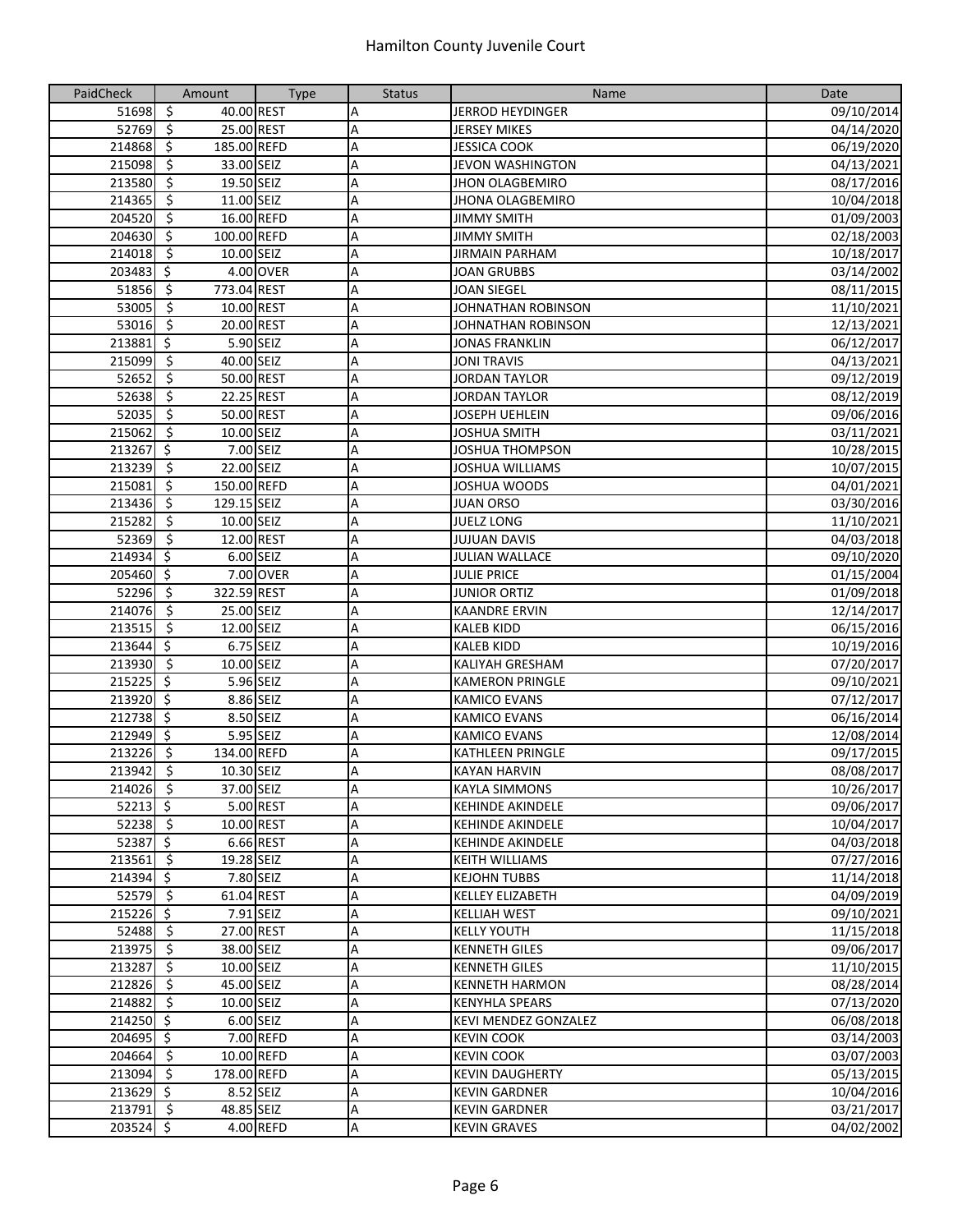# Hamilton County Juvenile Court

| PaidCheck | Amount | Type | Status | Name | Date |
|---|---|---|---|---|---|
| 51698 | $ 40.00 | REST | A | JERROD HEYDINGER | 09/10/2014 |
| 52769 | $ 25.00 | REST | A | JERSEY MIKES | 04/14/2020 |
| 214868 | $ 185.00 | REFD | A | JESSICA COOK | 06/19/2020 |
| 215098 | $ 33.00 | SEIZ | A | JEVON WASHINGTON | 04/13/2021 |
| 213580 | $ 19.50 | SEIZ | A | JHON OLAGBEMIRO | 08/17/2016 |
| 214365 | $ 11.00 | SEIZ | A | JHONA OLAGBEMIRO | 10/04/2018 |
| 204520 | $ 16.00 | REFD | A | JIMMY SMITH | 01/09/2003 |
| 204630 | $ 100.00 | REFD | A | JIMMY SMITH | 02/18/2003 |
| 214018 | $ 10.00 | SEIZ | A | JIRMAIN PARHAM | 10/18/2017 |
| 203483 | $ 4.00 | OVER | A | JOAN GRUBBS | 03/14/2002 |
| 51856 | $ 773.04 | REST | A | JOAN SIEGEL | 08/11/2015 |
| 53005 | $ 10.00 | REST | A | JOHNATHAN ROBINSON | 11/10/2021 |
| 53016 | $ 20.00 | REST | A | JOHNATHAN ROBINSON | 12/13/2021 |
| 213881 | $ 5.90 | SEIZ | A | JONAS FRANKLIN | 06/12/2017 |
| 215099 | $ 40.00 | SEIZ | A | JONI TRAVIS | 04/13/2021 |
| 52652 | $ 50.00 | REST | A | JORDAN TAYLOR | 09/12/2019 |
| 52638 | $ 22.25 | REST | A | JORDAN TAYLOR | 08/12/2019 |
| 52035 | $ 50.00 | REST | A | JOSEPH UEHLEIN | 09/06/2016 |
| 215062 | $ 10.00 | SEIZ | A | JOSHUA SMITH | 03/11/2021 |
| 213267 | $ 7.00 | SEIZ | A | JOSHUA THOMPSON | 10/28/2015 |
| 213239 | $ 22.00 | SEIZ | A | JOSHUA WILLIAMS | 10/07/2015 |
| 215081 | $ 150.00 | REFD | A | JOSHUA WOODS | 04/01/2021 |
| 213436 | $ 129.15 | SEIZ | A | JUAN ORSO | 03/30/2016 |
| 215282 | $ 10.00 | SEIZ | A | JUELZ LONG | 11/10/2021 |
| 52369 | $ 12.00 | REST | A | JUJUAN DAVIS | 04/03/2018 |
| 214934 | $ 6.00 | SEIZ | A | JULIAN WALLACE | 09/10/2020 |
| 205460 | $ 7.00 | OVER | A | JULIE PRICE | 01/15/2004 |
| 52296 | $ 322.59 | REST | A | JUNIOR ORTIZ | 01/09/2018 |
| 214076 | $ 25.00 | SEIZ | A | KAANDRE ERVIN | 12/14/2017 |
| 213515 | $ 12.00 | SEIZ | A | KALEB KIDD | 06/15/2016 |
| 213644 | $ 6.75 | SEIZ | A | KALEB KIDD | 10/19/2016 |
| 213930 | $ 10.00 | SEIZ | A | KALIYAH GRESHAM | 07/20/2017 |
| 215225 | $ 5.96 | SEIZ | A | KAMERON PRINGLE | 09/10/2021 |
| 213920 | $ 8.86 | SEIZ | A | KAMICO EVANS | 07/12/2017 |
| 212738 | $ 8.50 | SEIZ | A | KAMICO EVANS | 06/16/2014 |
| 212949 | $ 5.95 | SEIZ | A | KAMICO EVANS | 12/08/2014 |
| 213226 | $ 134.00 | REFD | A | KATHLEEN PRINGLE | 09/17/2015 |
| 213942 | $ 10.30 | SEIZ | A | KAYAN HARVIN | 08/08/2017 |
| 214026 | $ 37.00 | SEIZ | A | KAYLA SIMMONS | 10/26/2017 |
| 52213 | $ 5.00 | REST | A | KEHINDE AKINDELE | 09/06/2017 |
| 52238 | $ 10.00 | REST | A | KEHINDE AKINDELE | 10/04/2017 |
| 52387 | $ 6.66 | REST | A | KEHINDE AKINDELE | 04/03/2018 |
| 213561 | $ 19.28 | SEIZ | A | KEITH WILLIAMS | 07/27/2016 |
| 214394 | $ 7.80 | SEIZ | A | KEJOHN TUBBS | 11/14/2018 |
| 52579 | $ 61.04 | REST | A | KELLEY ELIZABETH | 04/09/2019 |
| 215226 | $ 7.91 | SEIZ | A | KELLIAH WEST | 09/10/2021 |
| 52488 | $ 27.00 | REST | A | KELLY YOUTH | 11/15/2018 |
| 213975 | $ 38.00 | SEIZ | A | KENNETH GILES | 09/06/2017 |
| 213287 | $ 10.00 | SEIZ | A | KENNETH GILES | 11/10/2015 |
| 212826 | $ 45.00 | SEIZ | A | KENNETH HARMON | 08/28/2014 |
| 214882 | $ 10.00 | SEIZ | A | KENYHLA SPEARS | 07/13/2020 |
| 214250 | $ 6.00 | SEIZ | A | KEVI MENDEZ GONZALEZ | 06/08/2018 |
| 204695 | $ 7.00 | REFD | A | KEVIN COOK | 03/14/2003 |
| 204664 | $ 10.00 | REFD | A | KEVIN COOK | 03/07/2003 |
| 213094 | $ 178.00 | REFD | A | KEVIN DAUGHERTY | 05/13/2015 |
| 213629 | $ 8.52 | SEIZ | A | KEVIN GARDNER | 10/04/2016 |
| 213791 | $ 48.85 | SEIZ | A | KEVIN GARDNER | 03/21/2017 |
| 203524 | $ 4.00 | REFD | A | KEVIN GRAVES | 04/02/2002 |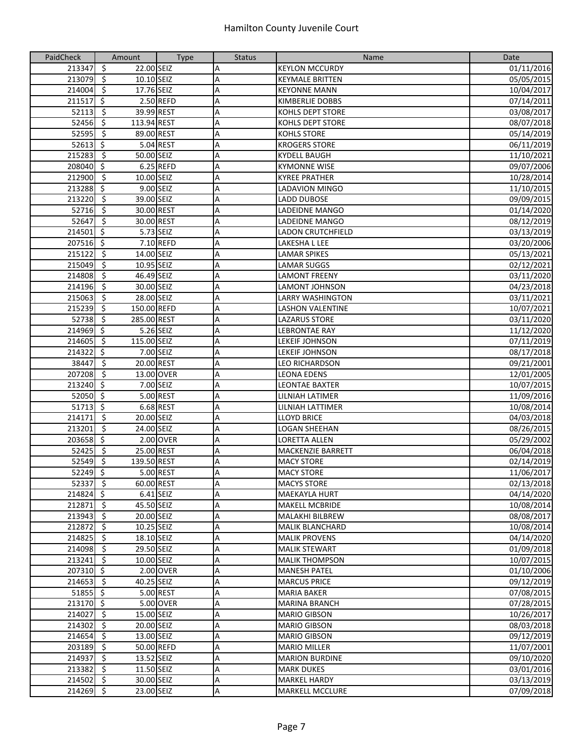# Hamilton County Juvenile Court

| PaidCheck | Amount | Type | Status | Name | Date |
|---|---|---|---|---|---|
| 213347 | $ 22.00 | SEIZ | A | KEYLON MCCURDY | 01/11/2016 |
| 213079 | $ 10.10 | SEIZ | A | KEYMALE BRITTEN | 05/05/2015 |
| 214004 | $ 17.76 | SEIZ | A | KEYONNE MANN | 10/04/2017 |
| 211517 | $ 2.50 | REFD | A | KIMBERLIE DOBBS | 07/14/2011 |
| 52113 | $ 39.99 | REST | A | KOHLS DEPT STORE | 03/08/2017 |
| 52456 | $ 113.94 | REST | A | KOHLS DEPT STORE | 08/07/2018 |
| 52595 | $ 89.00 | REST | A | KOHLS STORE | 05/14/2019 |
| 52613 | $ 5.04 | REST | A | KROGERS STORE | 06/11/2019 |
| 215283 | $ 50.00 | SEIZ | A | KYDELL BAUGH | 11/10/2021 |
| 208040 | $ 6.25 | REFD | A | KYMONNE WISE | 09/07/2006 |
| 212900 | $ 10.00 | SEIZ | A | KYREE PRATHER | 10/28/2014 |
| 213288 | $ 9.00 | SEIZ | A | LADAVION MINGO | 11/10/2015 |
| 213220 | $ 39.00 | SEIZ | A | LADD DUBOSE | 09/09/2015 |
| 52716 | $ 30.00 | REST | A | LADEIDNE MANGO | 01/14/2020 |
| 52647 | $ 30.00 | REST | A | LADEIDNE MANGO | 08/12/2019 |
| 214501 | $ 5.73 | SEIZ | A | LADON CRUTCHFIELD | 03/13/2019 |
| 207516 | $ 7.10 | REFD | A | LAKESHA L LEE | 03/20/2006 |
| 215122 | $ 14.00 | SEIZ | A | LAMAR SPIKES | 05/13/2021 |
| 215049 | $ 10.95 | SEIZ | A | LAMAR SUGGS | 02/12/2021 |
| 214808 | $ 46.49 | SEIZ | A | LAMONT FREENY | 03/11/2020 |
| 214196 | $ 30.00 | SEIZ | A | LAMONT JOHNSON | 04/23/2018 |
| 215063 | $ 28.00 | SEIZ | A | LARRY WASHINGTON | 03/11/2021 |
| 215239 | $ 150.00 | REFD | A | LASHON VALENTINE | 10/07/2021 |
| 52738 | $ 285.00 | REST | A | LAZARUS STORE | 03/11/2020 |
| 214969 | $ 5.26 | SEIZ | A | LEBRONTAE RAY | 11/12/2020 |
| 214605 | $ 115.00 | SEIZ | A | LEKEIF JOHNSON | 07/11/2019 |
| 214322 | $ 7.00 | SEIZ | A | LEKEIF JOHNSON | 08/17/2018 |
| 38447 | $ 20.00 | REST | A | LEO RICHARDSON | 09/21/2001 |
| 207208 | $ 13.00 | OVER | A | LEONA EDENS | 12/01/2005 |
| 213240 | $ 7.00 | SEIZ | A | LEONTAE BAXTER | 10/07/2015 |
| 52050 | $ 5.00 | REST | A | LILNIAH LATIMER | 11/09/2016 |
| 51713 | $ 6.68 | REST | A | LILNIAH LATTIMER | 10/08/2014 |
| 214171 | $ 20.00 | SEIZ | A | LLOYD BRICE | 04/03/2018 |
| 213201 | $ 24.00 | SEIZ | A | LOGAN SHEEHAN | 08/26/2015 |
| 203658 | $ 2.00 | OVER | A | LORETTA ALLEN | 05/29/2002 |
| 52425 | $ 25.00 | REST | A | MACKENZIE BARRETT | 06/04/2018 |
| 52549 | $ 139.50 | REST | A | MACY STORE | 02/14/2019 |
| 52249 | $ 5.00 | REST | A | MACY STORE | 11/06/2017 |
| 52337 | $ 60.00 | REST | A | MACYS STORE | 02/13/2018 |
| 214824 | $ 6.41 | SEIZ | A | MAEKAYLA HURT | 04/14/2020 |
| 212871 | $ 45.50 | SEIZ | A | MAKELL MCBRIDE | 10/08/2014 |
| 213943 | $ 20.00 | SEIZ | A | MALAKHI BILBREW | 08/08/2017 |
| 212872 | $ 10.25 | SEIZ | A | MALIK BLANCHARD | 10/08/2014 |
| 214825 | $ 18.10 | SEIZ | A | MALIK PROVENS | 04/14/2020 |
| 214098 | $ 29.50 | SEIZ | A | MALIK STEWART | 01/09/2018 |
| 213241 | $ 10.00 | SEIZ | A | MALIK THOMPSON | 10/07/2015 |
| 207310 | $ 2.00 | OVER | A | MANESH PATEL | 01/10/2006 |
| 214653 | $ 40.25 | SEIZ | A | MARCUS PRICE | 09/12/2019 |
| 51855 | $ 5.00 | REST | A | MARIA BAKER | 07/08/2015 |
| 213170 | $ 5.00 | OVER | A | MARINA BRANCH | 07/28/2015 |
| 214027 | $ 15.00 | SEIZ | A | MARIO GIBSON | 10/26/2017 |
| 214302 | $ 20.00 | SEIZ | A | MARIO GIBSON | 08/03/2018 |
| 214654 | $ 13.00 | SEIZ | A | MARIO GIBSON | 09/12/2019 |
| 203189 | $ 50.00 | REFD | A | MARIO MILLER | 11/07/2001 |
| 214937 | $ 13.52 | SEIZ | A | MARION BURDINE | 09/10/2020 |
| 213382 | $ 11.50 | SEIZ | A | MARK DUKES | 03/01/2016 |
| 214502 | $ 30.00 | SEIZ | A | MARKEL HARDY | 03/13/2019 |
| 214269 | $ 23.00 | SEIZ | A | MARKELL MCCLURE | 07/09/2018 |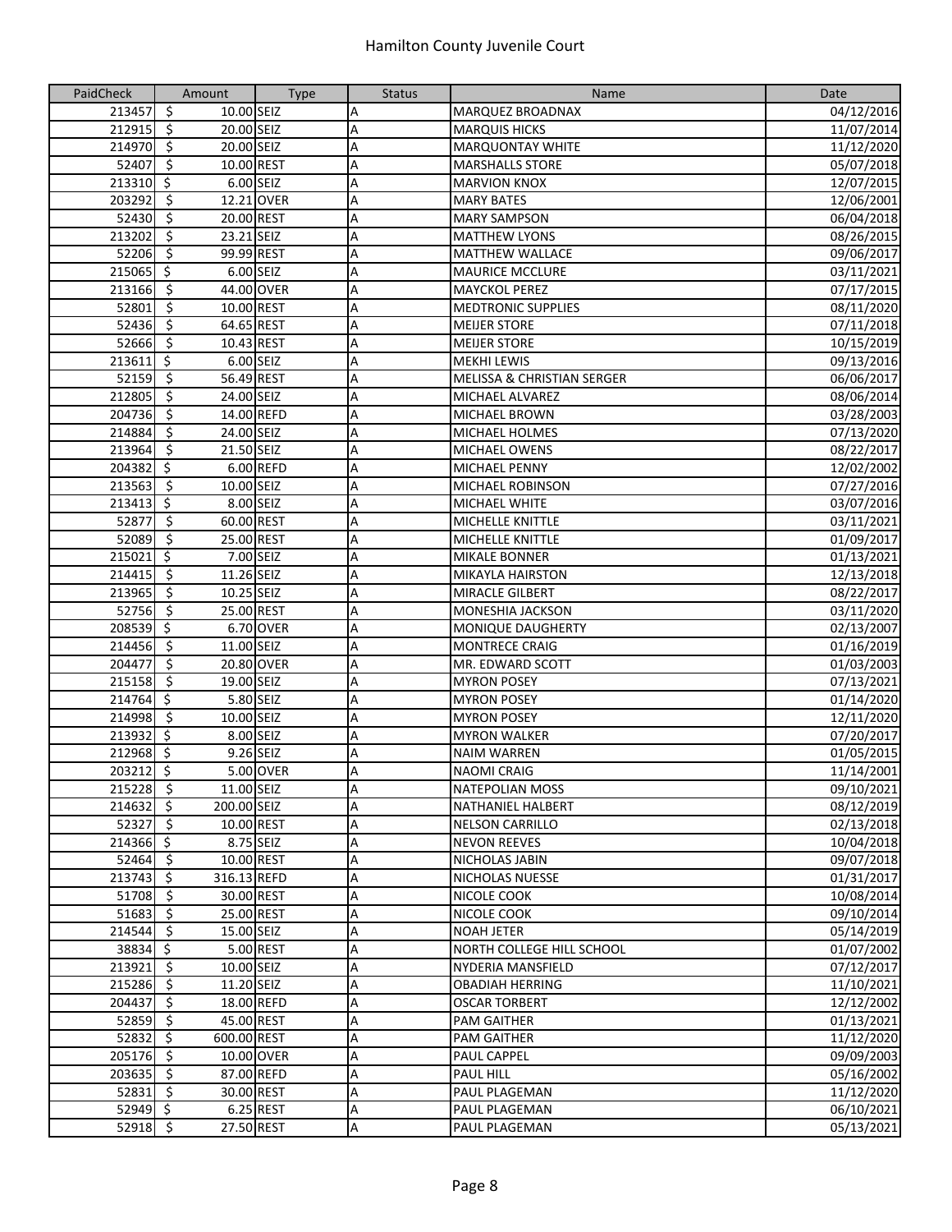| PaidCheck | Amount | Type | Status | Name | Date |
|---|---|---|---|---|---|
| 213457 | $ 10.00 | SEIZ | A | MARQUEZ BROADNAX | 04/12/2016 |
| 212915 | $ 20.00 | SEIZ | A | MARQUIS HICKS | 11/07/2014 |
| 214970 | $ 20.00 | SEIZ | A | MARQUONTAY WHITE | 11/12/2020 |
| 52407 | $ 10.00 | REST | A | MARSHALLS STORE | 05/07/2018 |
| 213310 | $ 6.00 | SEIZ | A | MARVION KNOX | 12/07/2015 |
| 203292 | $ 12.21 | OVER | A | MARY BATES | 12/06/2001 |
| 52430 | $ 20.00 | REST | A | MARY SAMPSON | 06/04/2018 |
| 213202 | $ 23.21 | SEIZ | A | MATTHEW LYONS | 08/26/2015 |
| 52206 | $ 99.99 | REST | A | MATTHEW WALLACE | 09/06/2017 |
| 215065 | $ 6.00 | SEIZ | A | MAURICE MCCLURE | 03/11/2021 |
| 213166 | $ 44.00 | OVER | A | MAYCKOL PEREZ | 07/17/2015 |
| 52801 | $ 10.00 | REST | A | MEDTRONIC SUPPLIES | 08/11/2020 |
| 52436 | $ 64.65 | REST | A | MEIJER STORE | 07/11/2018 |
| 52666 | $ 10.43 | REST | A | MEIJER STORE | 10/15/2019 |
| 213611 | $ 6.00 | SEIZ | A | MEKHI LEWIS | 09/13/2016 |
| 52159 | $ 56.49 | REST | A | MELISSA & CHRISTIAN SERGER | 06/06/2017 |
| 212805 | $ 24.00 | SEIZ | A | MICHAEL ALVAREZ | 08/06/2014 |
| 204736 | $ 14.00 | REFD | A | MICHAEL BROWN | 03/28/2003 |
| 214884 | $ 24.00 | SEIZ | A | MICHAEL HOLMES | 07/13/2020 |
| 213964 | $ 21.50 | SEIZ | A | MICHAEL OWENS | 08/22/2017 |
| 204382 | $ 6.00 | REFD | A | MICHAEL PENNY | 12/02/2002 |
| 213563 | $ 10.00 | SEIZ | A | MICHAEL ROBINSON | 07/27/2016 |
| 213413 | $ 8.00 | SEIZ | A | MICHAEL WHITE | 03/07/2016 |
| 52877 | $ 60.00 | REST | A | MICHELLE KNITTLE | 03/11/2021 |
| 52089 | $ 25.00 | REST | A | MICHELLE KNITTLE | 01/09/2017 |
| 215021 | $ 7.00 | SEIZ | A | MIKALE BONNER | 01/13/2021 |
| 214415 | $ 11.26 | SEIZ | A | MIKAYLA HAIRSTON | 12/13/2018 |
| 213965 | $ 10.25 | SEIZ | A | MIRACLE GILBERT | 08/22/2017 |
| 52756 | $ 25.00 | REST | A | MONESHIA JACKSON | 03/11/2020 |
| 208539 | $ 6.70 | OVER | A | MONIQUE DAUGHERTY | 02/13/2007 |
| 214456 | $ 11.00 | SEIZ | A | MONTRECE CRAIG | 01/16/2019 |
| 204477 | $ 20.80 | OVER | A | MR. EDWARD SCOTT | 01/03/2003 |
| 215158 | $ 19.00 | SEIZ | A | MYRON POSEY | 07/13/2021 |
| 214764 | $ 5.80 | SEIZ | A | MYRON POSEY | 01/14/2020 |
| 214998 | $ 10.00 | SEIZ | A | MYRON POSEY | 12/11/2020 |
| 213932 | $ 8.00 | SEIZ | A | MYRON WALKER | 07/20/2017 |
| 212968 | $ 9.26 | SEIZ | A | NAIM WARREN | 01/05/2015 |
| 203212 | $ 5.00 | OVER | A | NAOMI CRAIG | 11/14/2001 |
| 215228 | $ 11.00 | SEIZ | A | NATEPOLIAN MOSS | 09/10/2021 |
| 214632 | $ 200.00 | SEIZ | A | NATHANIEL HALBERT | 08/12/2019 |
| 52327 | $ 10.00 | REST | A | NELSON CARRILLO | 02/13/2018 |
| 214366 | $ 8.75 | SEIZ | A | NEVON REEVES | 10/04/2018 |
| 52464 | $ 10.00 | REST | A | NICHOLAS JABIN | 09/07/2018 |
| 213743 | $ 316.13 | REFD | A | NICHOLAS NUESSE | 01/31/2017 |
| 51708 | $ 30.00 | REST | A | NICOLE COOK | 10/08/2014 |
| 51683 | $ 25.00 | REST | A | NICOLE COOK | 09/10/2014 |
| 214544 | $ 15.00 | SEIZ | A | NOAH JETER | 05/14/2019 |
| 38834 | $ 5.00 | REST | A | NORTH COLLEGE HILL SCHOOL | 01/07/2002 |
| 213921 | $ 10.00 | SEIZ | A | NYDERIA MANSFIELD | 07/12/2017 |
| 215286 | $ 11.20 | SEIZ | A | OBADIAH HERRING | 11/10/2021 |
| 204437 | $ 18.00 | REFD | A | OSCAR TORBERT | 12/12/2002 |
| 52859 | $ 45.00 | REST | A | PAM GAITHER | 01/13/2021 |
| 52832 | $ 600.00 | REST | A | PAM GAITHER | 11/12/2020 |
| 205176 | $ 10.00 | OVER | A | PAUL CAPPEL | 09/09/2003 |
| 203635 | $ 87.00 | REFD | A | PAUL HILL | 05/16/2002 |
| 52831 | $ 30.00 | REST | A | PAUL PLAGEMAN | 11/12/2020 |
| 52949 | $ 6.25 | REST | A | PAUL PLAGEMAN | 06/10/2021 |
| 52918 | $ 27.50 | REST | A | PAUL PLAGEMAN | 05/13/2021 |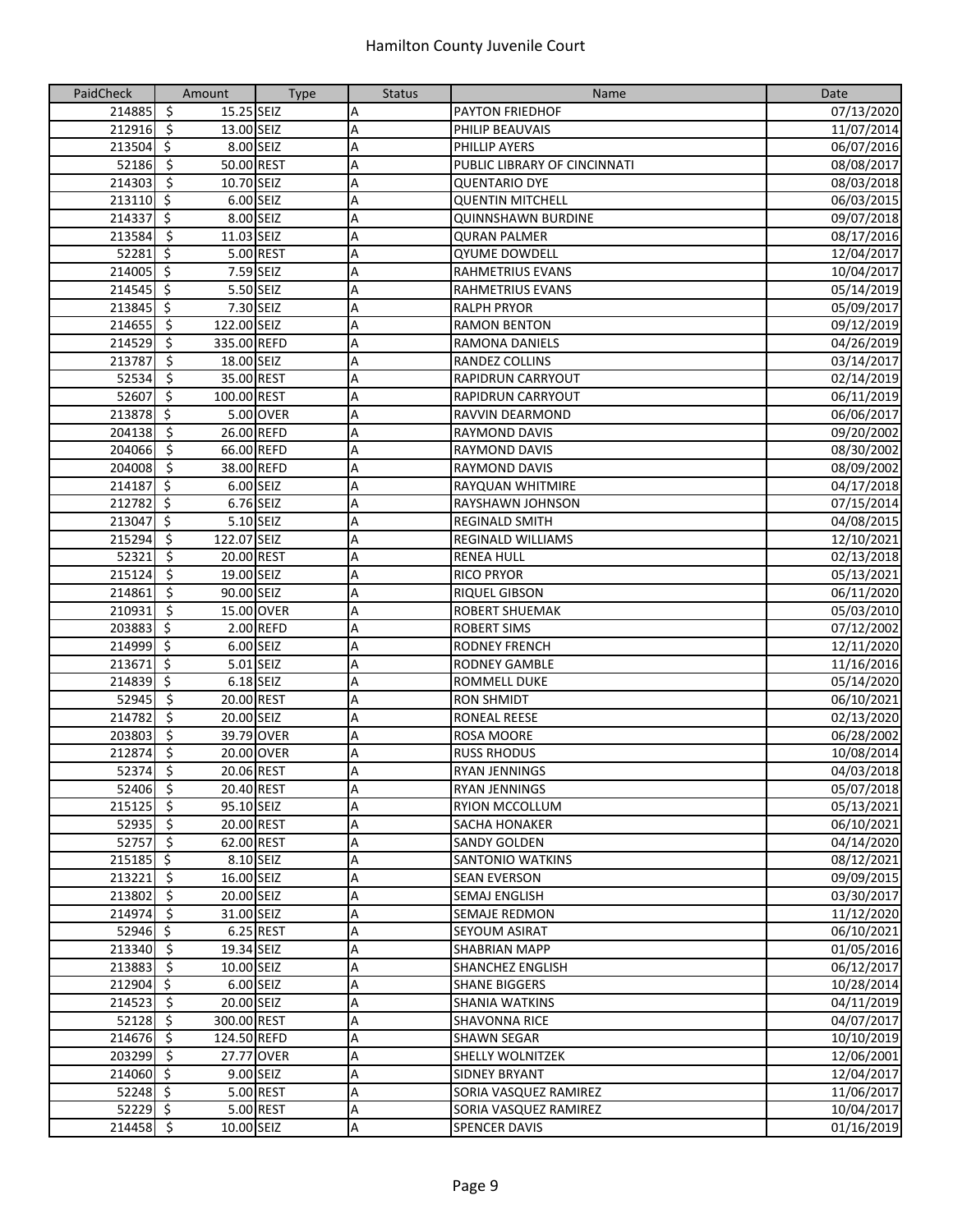# Hamilton County Juvenile Court

| PaidCheck | Amount | Type | Status | Name | Date |
|---|---|---|---|---|---|
| 214885 | $ 15.25 | SEIZ | A | PAYTON FRIEDHOF | 07/13/2020 |
| 212916 | $ 13.00 | SEIZ | A | PHILIP BEAUVAIS | 11/07/2014 |
| 213504 | $ 8.00 | SEIZ | A | PHILLIP AYERS | 06/07/2016 |
| 52186 | $ 50.00 | REST | A | PUBLIC LIBRARY OF CINCINNATI | 08/08/2017 |
| 214303 | $ 10.70 | SEIZ | A | QUENTARIO DYE | 08/03/2018 |
| 213110 | $ 6.00 | SEIZ | A | QUENTIN MITCHELL | 06/03/2015 |
| 214337 | $ 8.00 | SEIZ | A | QUINNSHAWN BURDINE | 09/07/2018 |
| 213584 | $ 11.03 | SEIZ | A | QURAN PALMER | 08/17/2016 |
| 52281 | $ 5.00 | REST | A | QYUME DOWDELL | 12/04/2017 |
| 214005 | $ 7.59 | SEIZ | A | RAHMETRIUS EVANS | 10/04/2017 |
| 214545 | $ 5.50 | SEIZ | A | RAHMETRIUS EVANS | 05/14/2019 |
| 213845 | $ 7.30 | SEIZ | A | RALPH PRYOR | 05/09/2017 |
| 214655 | $ 122.00 | SEIZ | A | RAMON BENTON | 09/12/2019 |
| 214529 | $ 335.00 | REFD | A | RAMONA DANIELS | 04/26/2019 |
| 213787 | $ 18.00 | SEIZ | A | RANDEZ COLLINS | 03/14/2017 |
| 52534 | $ 35.00 | REST | A | RAPIDRUN CARRYOUT | 02/14/2019 |
| 52607 | $ 100.00 | REST | A | RAPIDRUN CARRYOUT | 06/11/2019 |
| 213878 | $ 5.00 | OVER | A | RAVVIN DEARMOND | 06/06/2017 |
| 204138 | $ 26.00 | REFD | A | RAYMOND DAVIS | 09/20/2002 |
| 204066 | $ 66.00 | REFD | A | RAYMOND DAVIS | 08/30/2002 |
| 204008 | $ 38.00 | REFD | A | RAYMOND DAVIS | 08/09/2002 |
| 214187 | $ 6.00 | SEIZ | A | RAYQUAN WHITMIRE | 04/17/2018 |
| 212782 | $ 6.76 | SEIZ | A | RAYSHAWN JOHNSON | 07/15/2014 |
| 213047 | $ 5.10 | SEIZ | A | REGINALD SMITH | 04/08/2015 |
| 215294 | $ 122.07 | SEIZ | A | REGINALD WILLIAMS | 12/10/2021 |
| 52321 | $ 20.00 | REST | A | RENEA HULL | 02/13/2018 |
| 215124 | $ 19.00 | SEIZ | A | RICO PRYOR | 05/13/2021 |
| 214861 | $ 90.00 | SEIZ | A | RIQUEL GIBSON | 06/11/2020 |
| 210931 | $ 15.00 | OVER | A | ROBERT SHUEMAK | 05/03/2010 |
| 203883 | $ 2.00 | REFD | A | ROBERT SIMS | 07/12/2002 |
| 214999 | $ 6.00 | SEIZ | A | RODNEY FRENCH | 12/11/2020 |
| 213671 | $ 5.01 | SEIZ | A | RODNEY GAMBLE | 11/16/2016 |
| 214839 | $ 6.18 | SEIZ | A | ROMMELL DUKE | 05/14/2020 |
| 52945 | $ 20.00 | REST | A | RON SHMIDT | 06/10/2021 |
| 214782 | $ 20.00 | SEIZ | A | RONEAL REESE | 02/13/2020 |
| 203803 | $ 39.79 | OVER | A | ROSA MOORE | 06/28/2002 |
| 212874 | $ 20.00 | OVER | A | RUSS RHODUS | 10/08/2014 |
| 52374 | $ 20.06 | REST | A | RYAN JENNINGS | 04/03/2018 |
| 52406 | $ 20.40 | REST | A | RYAN JENNINGS | 05/07/2018 |
| 215125 | $ 95.10 | SEIZ | A | RYION MCCOLLUM | 05/13/2021 |
| 52935 | $ 20.00 | REST | A | SACHA HONAKER | 06/10/2021 |
| 52757 | $ 62.00 | REST | A | SANDY GOLDEN | 04/14/2020 |
| 215185 | $ 8.10 | SEIZ | A | SANTONIO WATKINS | 08/12/2021 |
| 213221 | $ 16.00 | SEIZ | A | SEAN EVERSON | 09/09/2015 |
| 213802 | $ 20.00 | SEIZ | A | SEMAJ ENGLISH | 03/30/2017 |
| 214974 | $ 31.00 | SEIZ | A | SEMAJE REDMON | 11/12/2020 |
| 52946 | $ 6.25 | REST | A | SEYOUM ASIRAT | 06/10/2021 |
| 213340 | $ 19.34 | SEIZ | A | SHABRIAN MAPP | 01/05/2016 |
| 213883 | $ 10.00 | SEIZ | A | SHANCHEZ ENGLISH | 06/12/2017 |
| 212904 | $ 6.00 | SEIZ | A | SHANE BIGGERS | 10/28/2014 |
| 214523 | $ 20.00 | SEIZ | A | SHANIA WATKINS | 04/11/2019 |
| 52128 | $ 300.00 | REST | A | SHAVONNA RICE | 04/07/2017 |
| 214676 | $ 124.50 | REFD | A | SHAWN SEGAR | 10/10/2019 |
| 203299 | $ 27.77 | OVER | A | SHELLY WOLNITZEK | 12/06/2001 |
| 214060 | $ 9.00 | SEIZ | A | SIDNEY BRYANT | 12/04/2017 |
| 52248 | $ 5.00 | REST | A | SORIA VASQUEZ RAMIREZ | 11/06/2017 |
| 52229 | $ 5.00 | REST | A | SORIA VASQUEZ RAMIREZ | 10/04/2017 |
| 214458 | $ 10.00 | SEIZ | A | SPENCER DAVIS | 01/16/2019 |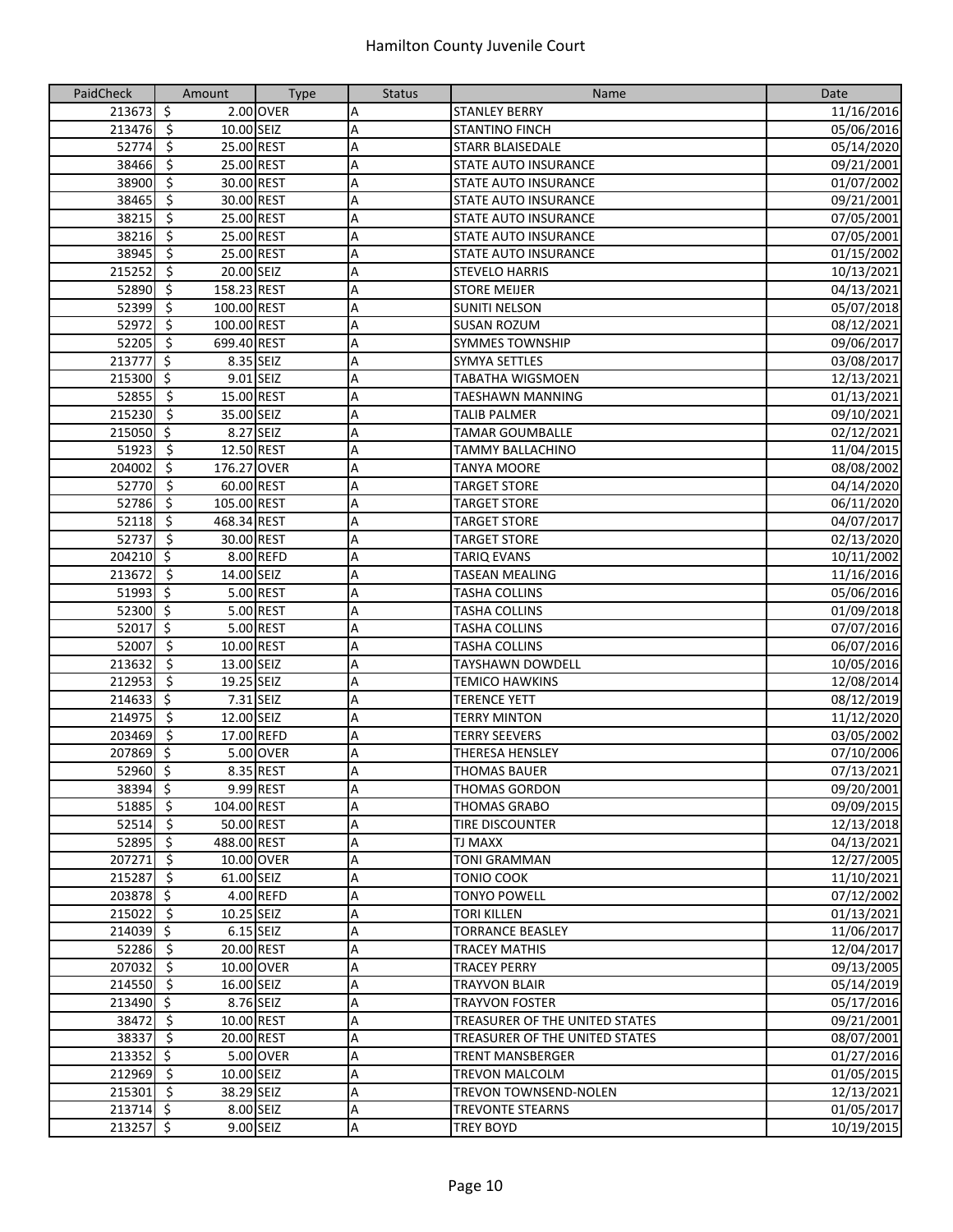# Hamilton County Juvenile Court

| PaidCheck | Amount | Type | Status | Name | Date |
|---|---|---|---|---|---|
| 213673 | $ 2.00 | OVER | A | STANLEY BERRY | 11/16/2016 |
| 213476 | $ 10.00 | SEIZ | A | STANTINO FINCH | 05/06/2016 |
| 52774 | $ 25.00 | REST | A | STARR BLAISEDALE | 05/14/2020 |
| 38466 | $ 25.00 | REST | A | STATE AUTO INSURANCE | 09/21/2001 |
| 38900 | $ 30.00 | REST | A | STATE AUTO INSURANCE | 01/07/2002 |
| 38465 | $ 30.00 | REST | A | STATE AUTO INSURANCE | 09/21/2001 |
| 38215 | $ 25.00 | REST | A | STATE AUTO INSURANCE | 07/05/2001 |
| 38216 | $ 25.00 | REST | A | STATE AUTO INSURANCE | 07/05/2001 |
| 38945 | $ 25.00 | REST | A | STATE AUTO INSURANCE | 01/15/2002 |
| 215252 | $ 20.00 | SEIZ | A | STEVELO HARRIS | 10/13/2021 |
| 52890 | $ 158.23 | REST | A | STORE MEIJER | 04/13/2021 |
| 52399 | $ 100.00 | REST | A | SUNITI NELSON | 05/07/2018 |
| 52972 | $ 100.00 | REST | A | SUSAN ROZUM | 08/12/2021 |
| 52205 | $ 699.40 | REST | A | SYMMES TOWNSHIP | 09/06/2017 |
| 213777 | $ 8.35 | SEIZ | A | SYMYA SETTLES | 03/08/2017 |
| 215300 | $ 9.01 | SEIZ | A | TABATHA WIGSMOEN | 12/13/2021 |
| 52855 | $ 15.00 | REST | A | TAESHAWN MANNING | 01/13/2021 |
| 215230 | $ 35.00 | SEIZ | A | TALIB PALMER | 09/10/2021 |
| 215050 | $ 8.27 | SEIZ | A | TAMAR GOUMBALLE | 02/12/2021 |
| 51923 | $ 12.50 | REST | A | TAMMY BALLACHINO | 11/04/2015 |
| 204002 | $ 176.27 | OVER | A | TANYA MOORE | 08/08/2002 |
| 52770 | $ 60.00 | REST | A | TARGET STORE | 04/14/2020 |
| 52786 | $ 105.00 | REST | A | TARGET STORE | 06/11/2020 |
| 52118 | $ 468.34 | REST | A | TARGET STORE | 04/07/2017 |
| 52737 | $ 30.00 | REST | A | TARGET STORE | 02/13/2020 |
| 204210 | $ 8.00 | REFD | A | TARIQ EVANS | 10/11/2002 |
| 213672 | $ 14.00 | SEIZ | A | TASEAN MEALING | 11/16/2016 |
| 51993 | $ 5.00 | REST | A | TASHA COLLINS | 05/06/2016 |
| 52300 | $ 5.00 | REST | A | TASHA COLLINS | 01/09/2018 |
| 52017 | $ 5.00 | REST | A | TASHA COLLINS | 07/07/2016 |
| 52007 | $ 10.00 | REST | A | TASHA COLLINS | 06/07/2016 |
| 213632 | $ 13.00 | SEIZ | A | TAYSHAWN DOWDELL | 10/05/2016 |
| 212953 | $ 19.25 | SEIZ | A | TEMICO HAWKINS | 12/08/2014 |
| 214633 | $ 7.31 | SEIZ | A | TERENCE YETT | 08/12/2019 |
| 214975 | $ 12.00 | SEIZ | A | TERRY MINTON | 11/12/2020 |
| 203469 | $ 17.00 | REFD | A | TERRY SEEVERS | 03/05/2002 |
| 207869 | $ 5.00 | OVER | A | THERESA HENSLEY | 07/10/2006 |
| 52960 | $ 8.35 | REST | A | THOMAS BAUER | 07/13/2021 |
| 38394 | $ 9.99 | REST | A | THOMAS GORDON | 09/20/2001 |
| 51885 | $ 104.00 | REST | A | THOMAS GRABO | 09/09/2015 |
| 52514 | $ 50.00 | REST | A | TIRE DISCOUNTER | 12/13/2018 |
| 52895 | $ 488.00 | REST | A | TJ MAXX | 04/13/2021 |
| 207271 | $ 10.00 | OVER | A | TONI GRAMMAN | 12/27/2005 |
| 215287 | $ 61.00 | SEIZ | A | TONIO COOK | 11/10/2021 |
| 203878 | $ 4.00 | REFD | A | TONYO POWELL | 07/12/2002 |
| 215022 | $ 10.25 | SEIZ | A | TORI KILLEN | 01/13/2021 |
| 214039 | $ 6.15 | SEIZ | A | TORRANCE BEASLEY | 11/06/2017 |
| 52286 | $ 20.00 | REST | A | TRACEY MATHIS | 12/04/2017 |
| 207032 | $ 10.00 | OVER | A | TRACEY PERRY | 09/13/2005 |
| 214550 | $ 16.00 | SEIZ | A | TRAYVON BLAIR | 05/14/2019 |
| 213490 | $ 8.76 | SEIZ | A | TRAYVON FOSTER | 05/17/2016 |
| 38472 | $ 10.00 | REST | A | TREASURER OF THE UNITED STATES | 09/21/2001 |
| 38337 | $ 20.00 | REST | A | TREASURER OF THE UNITED STATES | 08/07/2001 |
| 213352 | $ 5.00 | OVER | A | TRENT MANSBERGER | 01/27/2016 |
| 212969 | $ 10.00 | SEIZ | A | TREVON MALCOLM | 01/05/2015 |
| 215301 | $ 38.29 | SEIZ | A | TREVON TOWNSEND-NOLEN | 12/13/2021 |
| 213714 | $ 8.00 | SEIZ | A | TREVONTE STEARNS | 01/05/2017 |
| 213257 | $ 9.00 | SEIZ | A | TREY BOYD | 10/19/2015 |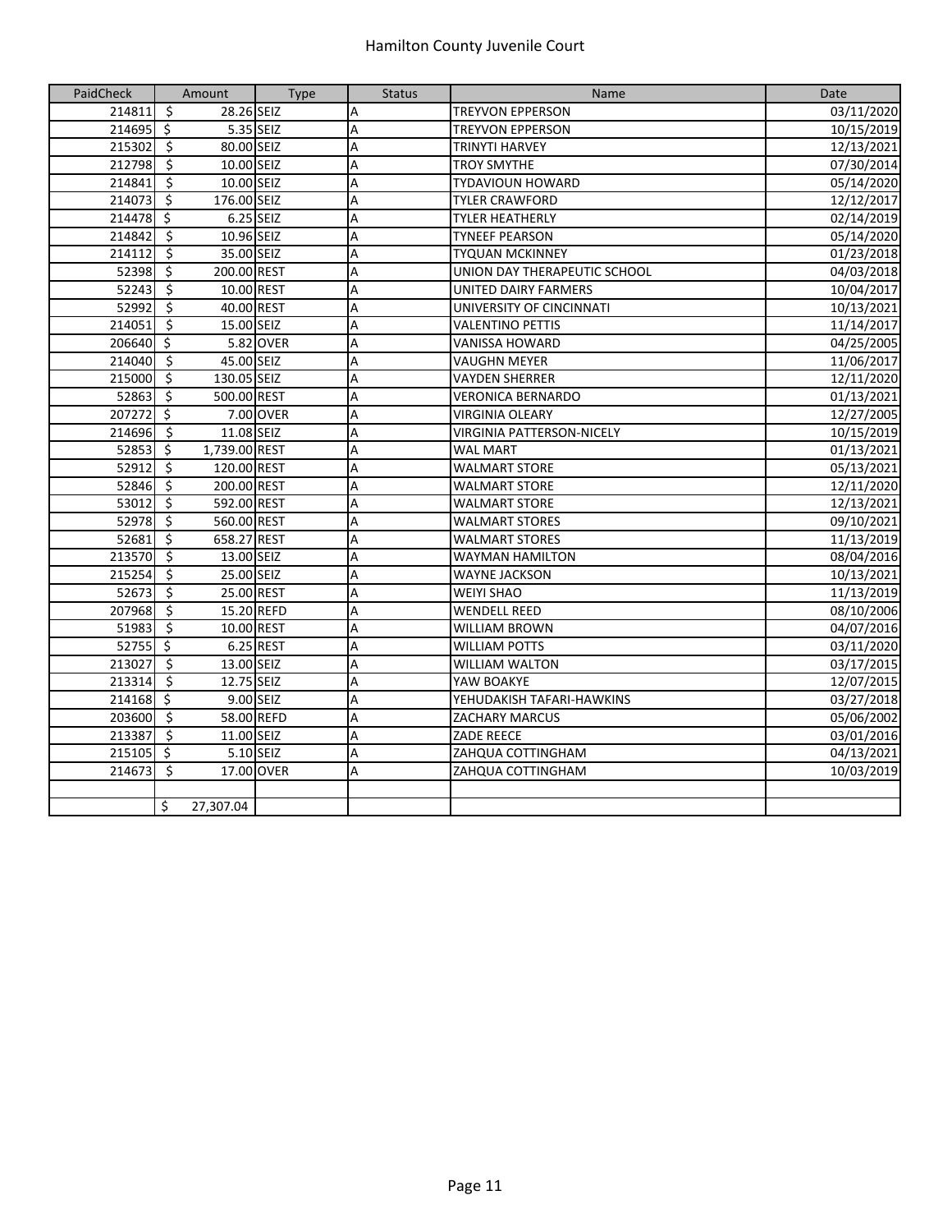| PaidCheck | Amount | Type | Status | Name | Date |
|---|---|---|---|---|---|
| 214811 | $ 28.26 | SEIZ | A | TREYVON EPPERSON | 03/11/2020 |
| 214695 | $ 5.35 | SEIZ | A | TREYVON EPPERSON | 10/15/2019 |
| 215302 | $ 80.00 | SEIZ | A | TRINYTI HARVEY | 12/13/2021 |
| 212798 | $ 10.00 | SEIZ | A | TROY SMYTHE | 07/30/2014 |
| 214841 | $ 10.00 | SEIZ | A | TYDAVIOUN HOWARD | 05/14/2020 |
| 214073 | $ 176.00 | SEIZ | A | TYLER CRAWFORD | 12/12/2017 |
| 214478 | $ 6.25 | SEIZ | A | TYLER HEATHERLY | 02/14/2019 |
| 214842 | $ 10.96 | SEIZ | A | TYNEEF PEARSON | 05/14/2020 |
| 214112 | $ 35.00 | SEIZ | A | TYQUAN MCKINNEY | 01/23/2018 |
| 52398 | $ 200.00 | REST | A | UNION DAY THERAPEUTIC SCHOOL | 04/03/2018 |
| 52243 | $ 10.00 | REST | A | UNITED DAIRY FARMERS | 10/04/2017 |
| 52992 | $ 40.00 | REST | A | UNIVERSITY OF CINCINNATI | 10/13/2021 |
| 214051 | $ 15.00 | SEIZ | A | VALENTINO PETTIS | 11/14/2017 |
| 206640 | $ 5.82 | OVER | A | VANISSA HOWARD | 04/25/2005 |
| 214040 | $ 45.00 | SEIZ | A | VAUGHN MEYER | 11/06/2017 |
| 215000 | $ 130.05 | SEIZ | A | VAYDEN SHERRER | 12/11/2020 |
| 52863 | $ 500.00 | REST | A | VERONICA BERNARDO | 01/13/2021 |
| 207272 | $ 7.00 | OVER | A | VIRGINIA OLEARY | 12/27/2005 |
| 214696 | $ 11.08 | SEIZ | A | VIRGINIA PATTERSON-NICELY | 10/15/2019 |
| 52853 | $ 1,739.00 | REST | A | WAL MART | 01/13/2021 |
| 52912 | $ 120.00 | REST | A | WALMART STORE | 05/13/2021 |
| 52846 | $ 200.00 | REST | A | WALMART STORE | 12/11/2020 |
| 53012 | $ 592.00 | REST | A | WALMART STORE | 12/13/2021 |
| 52978 | $ 560.00 | REST | A | WALMART STORES | 09/10/2021 |
| 52681 | $ 658.27 | REST | A | WALMART STORES | 11/13/2019 |
| 213570 | $ 13.00 | SEIZ | A | WAYMAN HAMILTON | 08/04/2016 |
| 215254 | $ 25.00 | SEIZ | A | WAYNE JACKSON | 10/13/2021 |
| 52673 | $ 25.00 | REST | A | WEIYI SHAO | 11/13/2019 |
| 207968 | $ 15.20 | REFD | A | WENDELL REED | 08/10/2006 |
| 51983 | $ 10.00 | REST | A | WILLIAM BROWN | 04/07/2016 |
| 52755 | $ 6.25 | REST | A | WILLIAM POTTS | 03/11/2020 |
| 213027 | $ 13.00 | SEIZ | A | WILLIAM WALTON | 03/17/2015 |
| 213314 | $ 12.75 | SEIZ | A | YAW BOAKYE | 12/07/2015 |
| 214168 | $ 9.00 | SEIZ | A | YEHUDAKISH TAFARI-HAWKINS | 03/27/2018 |
| 203600 | $ 58.00 | REFD | A | ZACHARY MARCUS | 05/06/2002 |
| 213387 | $ 11.00 | SEIZ | A | ZADE REECE | 03/01/2016 |
| 215105 | $ 5.10 | SEIZ | A | ZAHQUA COTTINGHAM | 04/13/2021 |
| 214673 | $ 17.00 | OVER | A | ZAHQUA COTTINGHAM | 10/03/2019 |
| | | | | | |
| | $ 27,307.04 | | | | |